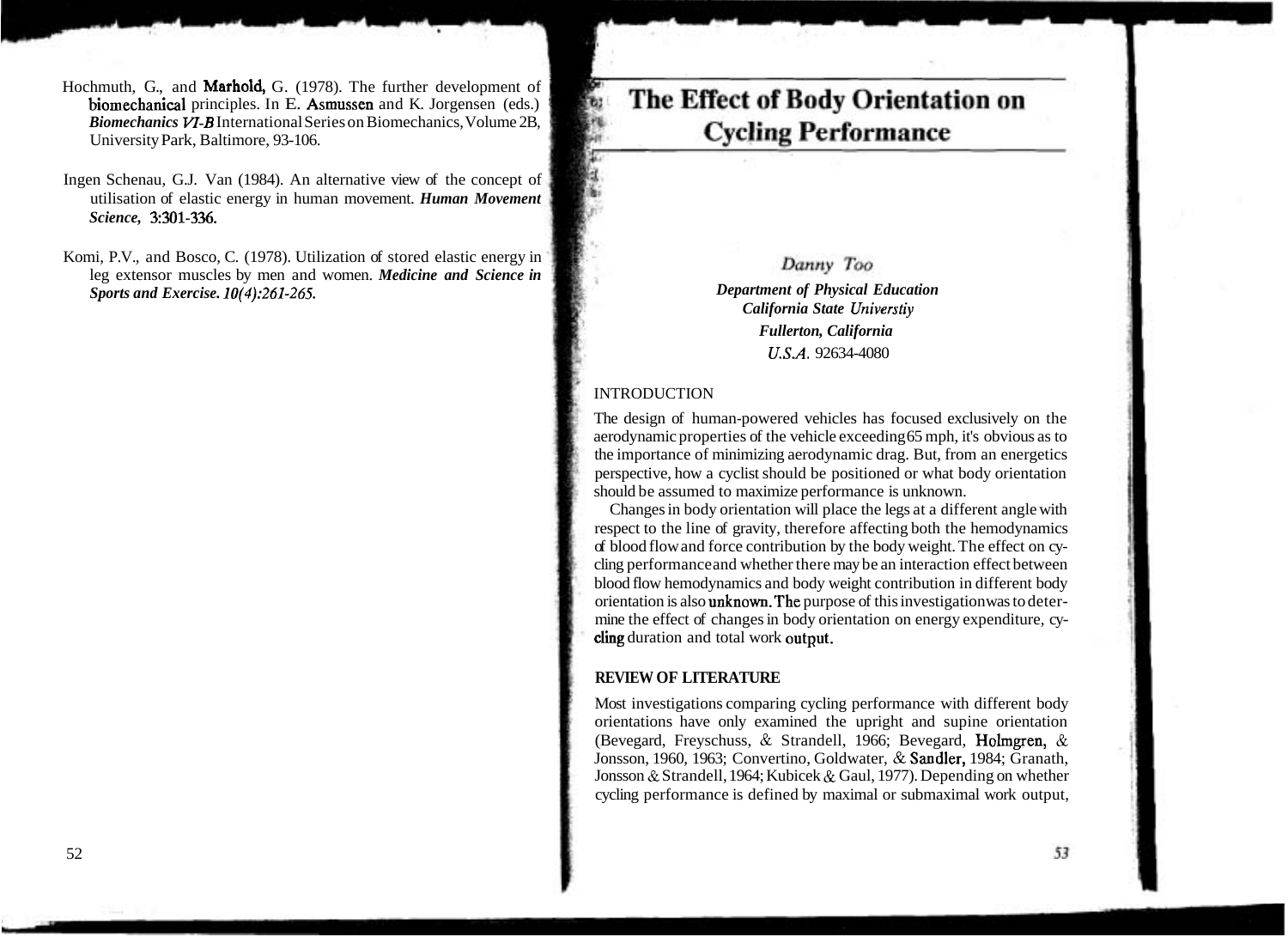Hochmuth, G., and Marhold, G. (1978). The further development of biomechanical principles. In E. Asmussen and K. Jorgensen (eds.) *Biomechanics VI-B* International Series on Biomechanics, Volume 2B, University Park, Baltimore, 93-106.

Ingen Schenau, G.J. Van (1984). An alternative view of the concept of utilisation of elastic energy in human movement. *Human Movement Science,* 3:301-336.

Komi, P.V., and Bosco, C. (1978). Utilization of stored elastic energy in leg extensor muscles by men and women. *Medicine and Science in Sports and Exercise.* 10(4):261-265.

# The Effect of Body Orientation on Cycling Performance

*Danny Too*

***Department of Physical Education***
***California State Universtiy***
***Fullerton, California***
***U.S.A.*** **92634-4080**

## INTRODUCTION

The design of human-powered vehicles has focused exclusively on the aerodynamic properties of the vehicle exceeding 65 mph, it's obvious as to the importance of minimizing aerodynamic drag. But, from an energetics perspective, how a cyclist should be positioned or what body orientation should be assumed to maximize performance is unknown.

Changes in body orientation will place the legs at a different angle with respect to the line of gravity, therefore affecting both the hemodynamics of blood flow and force contribution by the body weight. The effect on cycling performance and whether there may be an interaction effect between blood flow hemodynamics and body weight contribution in different body orientation is also unknown. The purpose of this investigation was to determine the effect of changes in body orientation on energy expenditure, cycling duration and total work output.

## REVIEW OF LITERATURE

Most investigations comparing cycling performance with different body orientations have only examined the upright and supine orientation (Bevegard, Freyschuss, & Strandell, 1966; Bevegard, Holmgren, & Jonsson, 1960, 1963; Convertino, Goldwater, & Sandler, 1984; Granath, Jonsson & Strandell, 1964; Kubicek & Gaul, 1977). Depending on whether cycling performance is defined by maximal or submaximal work output,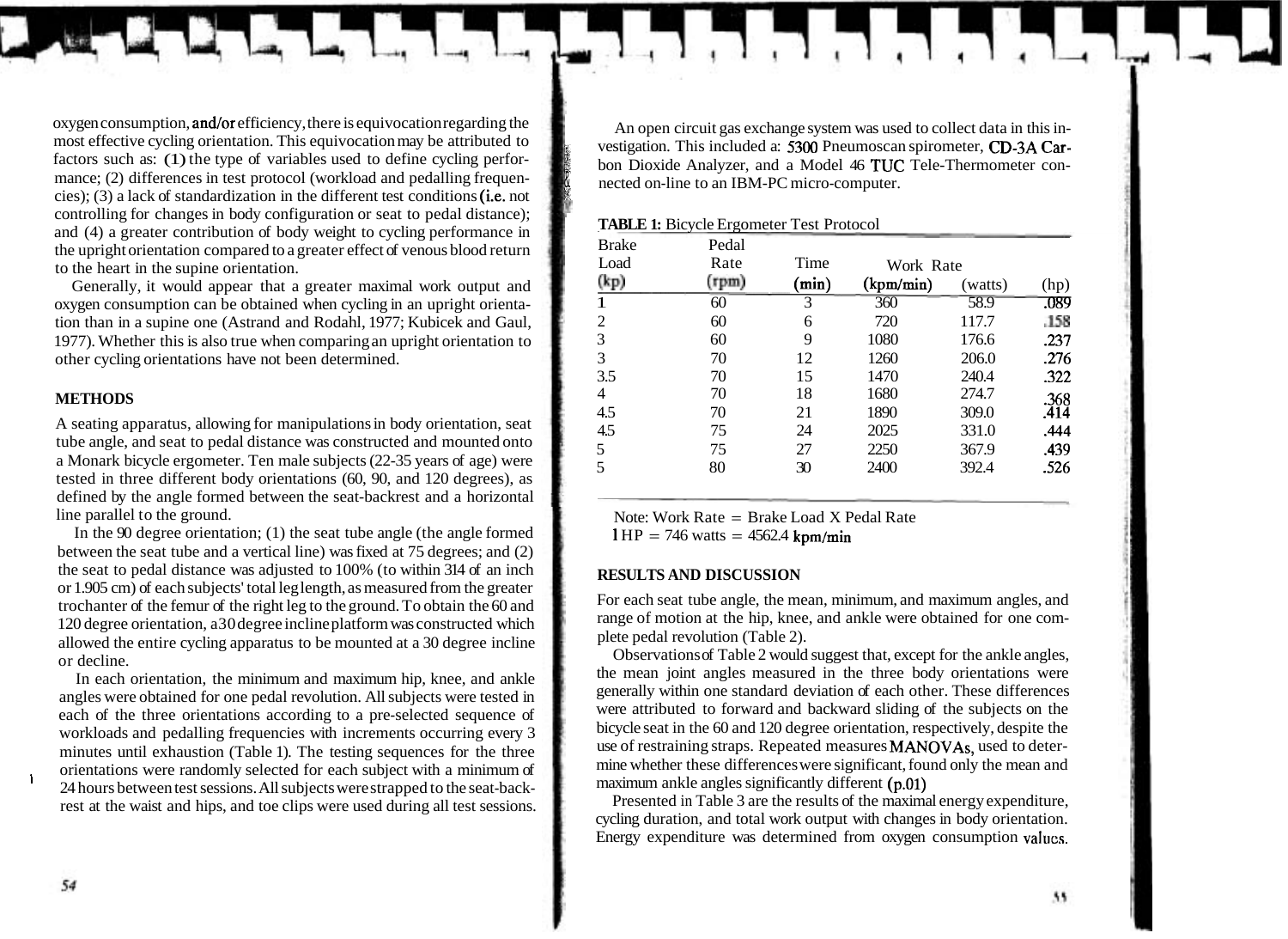oxygen consumption, and/or efficiency, there is equivocation regarding the most effective cycling orientation. This equivocation may be attributed to factors such as: (1) the type of variables used to define cycling performance; (2) differences in test protocol (workload and pedalling frequencies); (3) a lack of standardization in the different test conditions (i.e. not controlling for changes in body configuration or seat to pedal distance); and (4) a greater contribution of body weight to cycling performance in the upright orientation compared to a greater effect of venous blood return to the heart in the supine orientation.

Generally, it would appear that a greater maximal work output and oxygen consumption can be obtained when cycling in an upright orientation than in a supine one (Astrand and Rodahl, 1977; Kubicek and Gaul, 1977). Whether this is also true when comparing an upright orientation to other cycling orientations have not been determined.

## METHODS

A seating apparatus, allowing for manipulations in body orientation, seat tube angle, and seat to pedal distance was constructed and mounted onto a Monark bicycle ergometer. Ten male subjects (22-35 years of age) were tested in three different body orientations (60, 90, and 120 degrees), as defined by the angle formed between the seat-backrest and a horizontal line parallel to the ground.

In the 90 degree orientation; (1) the seat tube angle (the angle formed between the seat tube and a vertical line) was fixed at 75 degrees; and (2) the seat to pedal distance was adjusted to 100% (to within 3/4 of an inch or 1.905 cm) of each subjects' total leg length, as measured from the greater trochanter of the femur of the right leg to the ground. To obtain the 60 and 120 degree orientation, a 30 degree incline platform was constructed which allowed the entire cycling apparatus to be mounted at a 30 degree incline or decline.

In each orientation, the minimum and maximum hip, knee, and ankle angles were obtained for one pedal revolution. All subjects were tested in each of the three orientations according to a pre-selected sequence of workloads and pedalling frequencies with increments occurring every 3 minutes until exhaustion (Table 1). The testing sequences for the three orientations were randomly selected for each subject with a minimum of 24 hours between test sessions. All subjects were strapped to the seat-backrest at the waist and hips, and toe clips were used during all test sessions.

An open circuit gas exchange system was used to collect data in this investigation. This included a: 5300 Pneumoscan spirometer, CD-3A Carbon Dioxide Analyzer, and a Model 46 TUC Tele-Thermometer connected on-line to an IBM-PC micro-computer.

**TABLE 1:** Bicycle Ergometer Test Protocol

| Brake Load (kp) | Pedal Rate (rpm) | Time (min) | Work Rate (kpm/min) | (watts) | (hp) |
|---|---|---|---|---|---|
| 1 | 60 | 3 | 360 | 58.9 | .089 |
| 2 | 60 | 6 | 720 | 117.7 | .158 |
| 3 | 60 | 9 | 1080 | 176.6 | .237 |
| 3 | 70 | 12 | 1260 | 206.0 | .276 |
| 3.5 | 70 | 15 | 1470 | 240.4 | .322 |
| 4 | 70 | 18 | 1680 | 274.7 | .368 |
| 4.5 | 70 | 21 | 1890 | 309.0 | .414 |
| 4.5 | 75 | 24 | 2025 | 331.0 | .444 |
| 5 | 75 | 27 | 2250 | 367.9 | .439 |
| 5 | 80 | 30 | 2400 | 392.4 | .526 |

Note: Work Rate = Brake Load X Pedal Rate
1 HP = 746 watts = 4562.4 kpm/min

## RESULTS AND DISCUSSION

For each seat tube angle, the mean, minimum, and maximum angles, and range of motion at the hip, knee, and ankle were obtained for one complete pedal revolution (Table 2).

Observations of Table 2 would suggest that, except for the ankle angles, the mean joint angles measured in the three body orientations were generally within one standard deviation of each other. These differences were attributed to forward and backward sliding of the subjects on the bicycle seat in the 60 and 120 degree orientation, respectively, despite the use of restraining straps. Repeated measures MANOVAs, used to determine whether these differences were significant, found only the mean and maximum ankle angles significantly different (p.01)

Presented in Table 3 are the results of the maximal energy expenditure, cycling duration, and total work output with changes in body orientation. Energy expenditure was determined from oxygen consumption values.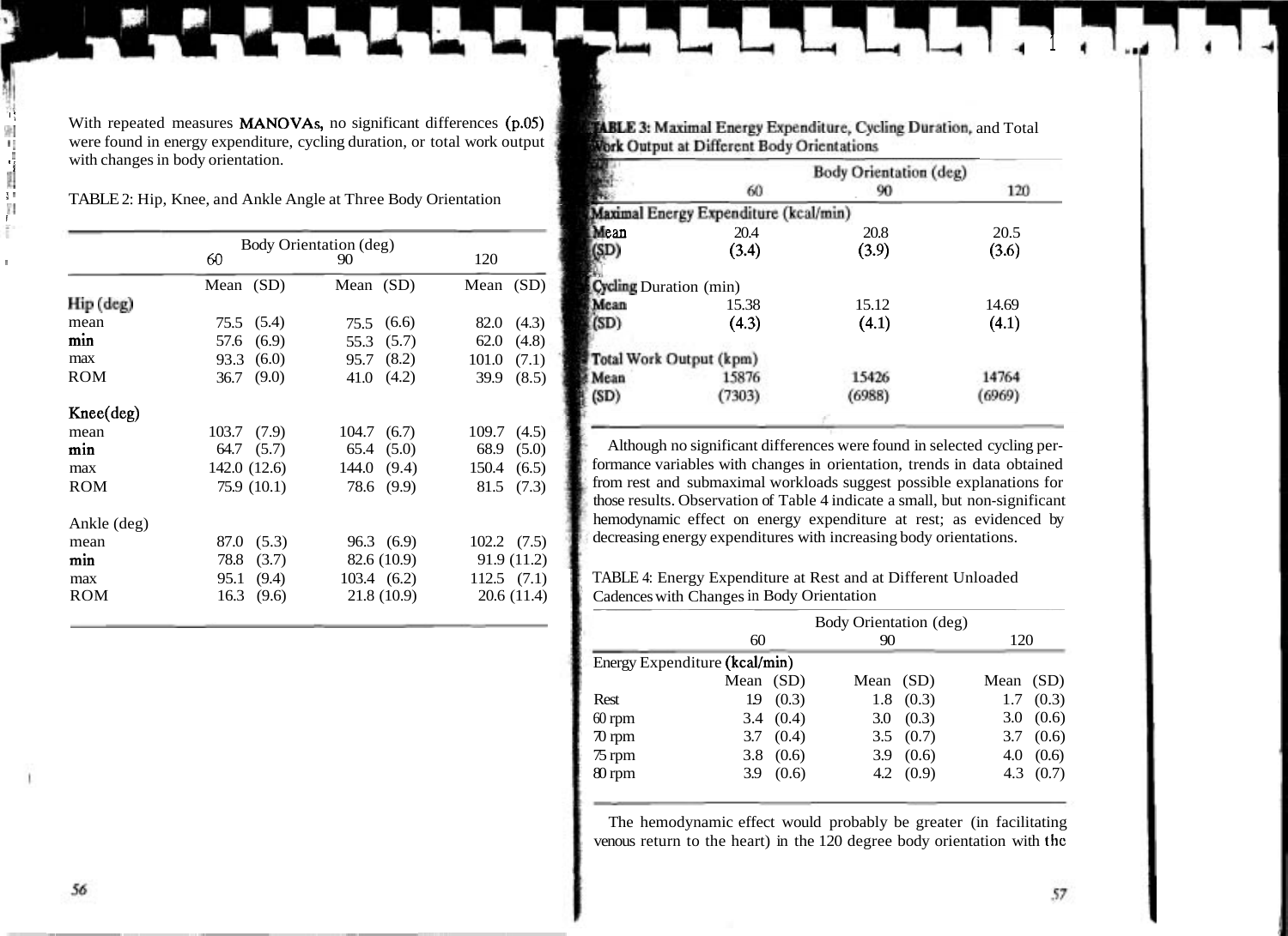With repeated measures MANOVAs, no significant differences (p.05) were found in energy expenditure, cycling duration, or total work output with changes in body orientation.

TABLE 2: Hip, Knee, and Ankle Angle at Three Body Orientation

| | Body Orientation (deg) | | |
|---|---|---|---|
| | 60 | 90 | 120 |
| | Mean (SD) | Mean (SD) | Mean (SD) |
| **Hip (deg)** | | | |
| mean | 75.5 (5.4) | 75.5 (6.6) | 82.0 (4.3) |
| min | 57.6 (6.9) | 55.3 (5.7) | 62.0 (4.8) |
| max | 93.3 (6.0) | 95.7 (8.2) | 101.0 (7.1) |
| ROM | 36.7 (9.0) | 41.0 (4.2) | 39.9 (8.5) |
| **Knee(deg)** | | | |
| mean | 103.7 (7.9) | 104.7 (6.7) | 109.7 (4.5) |
| min | 64.7 (5.7) | 65.4 (5.0) | 68.9 (5.0) |
| max | 142.0 (12.6) | 144.0 (9.4) | 150.4 (6.5) |
| ROM | 75.9 (10.1) | 78.6 (9.9) | 81.5 (7.3) |
| Ankle (deg) | | | |
| mean | 87.0 (5.3) | 96.3 (6.9) | 102.2 (7.5) |
| min | 78.8 (3.7) | 82.6 (10.9) | 91.9 (11.2) |
| max | 95.1 (9.4) | 103.4 (6.2) | 112.5 (7.1) |
| ROM | 16.3 (9.6) | 21.8 (10.9) | 20.6 (11.4) |

**TABLE 3: Maximal Energy Expenditure, Cycling Duration,** and Total **Work Output at Different Body Orientations**

| | Body Orientation (deg) | | |
|---|---|---|---|
| | 60 | 90 | 120 |
| **Maximal Energy Expenditure (kcal/min)** | | | |
| Mean | 20.4 | 20.8 | 20.5 |
| (SD) | (3.4) | (3.9) | (3.6) |
| **Cycling** Duration (min) | | | |
| Mean | 15.38 | 15.12 | 14.69 |
| (SD) | (4.3) | (4.1) | (4.1) |
| **Total Work Output (kpm)** | | | |
| Mean | 15876 | 15426 | 14764 |
| (SD) | (7303) | (6988) | (6969) |

Although no significant differences were found in selected cycling performance variables with changes in orientation, trends in data obtained from rest and submaximal workloads suggest possible explanations for those results. Observation of Table 4 indicate a small, but non-significant hemodynamic effect on energy expenditure at rest; as evidenced by decreasing energy expenditures with increasing body orientations.

TABLE 4: Energy Expenditure at Rest and at Different Unloaded Cadences with Changes in Body Orientation

| | Body Orientation (deg) | | |
|---|---|---|---|
| | 60 | 90 | 120 |
| Energy Expenditure (kcal/min) | | | |
| | Mean (SD) | Mean (SD) | Mean (SD) |
| Rest | 1.9 (0.3) | 1.8 (0.3) | 1.7 (0.3) |
| 60 rpm | 3.4 (0.4) | 3.0 (0.3) | 3.0 (0.6) |
| 70 rpm | 3.7 (0.4) | 3.5 (0.7) | 3.7 (0.6) |
| 75 rpm | 3.8 (0.6) | 3.9 (0.6) | 4.0 (0.6) |
| 80 rpm | 3.9 (0.6) | 4.2 (0.9) | 4.3 (0.7) |

The hemodynamic effect would probably be greater (in facilitating venous return to the heart) in the 120 degree body orientation with the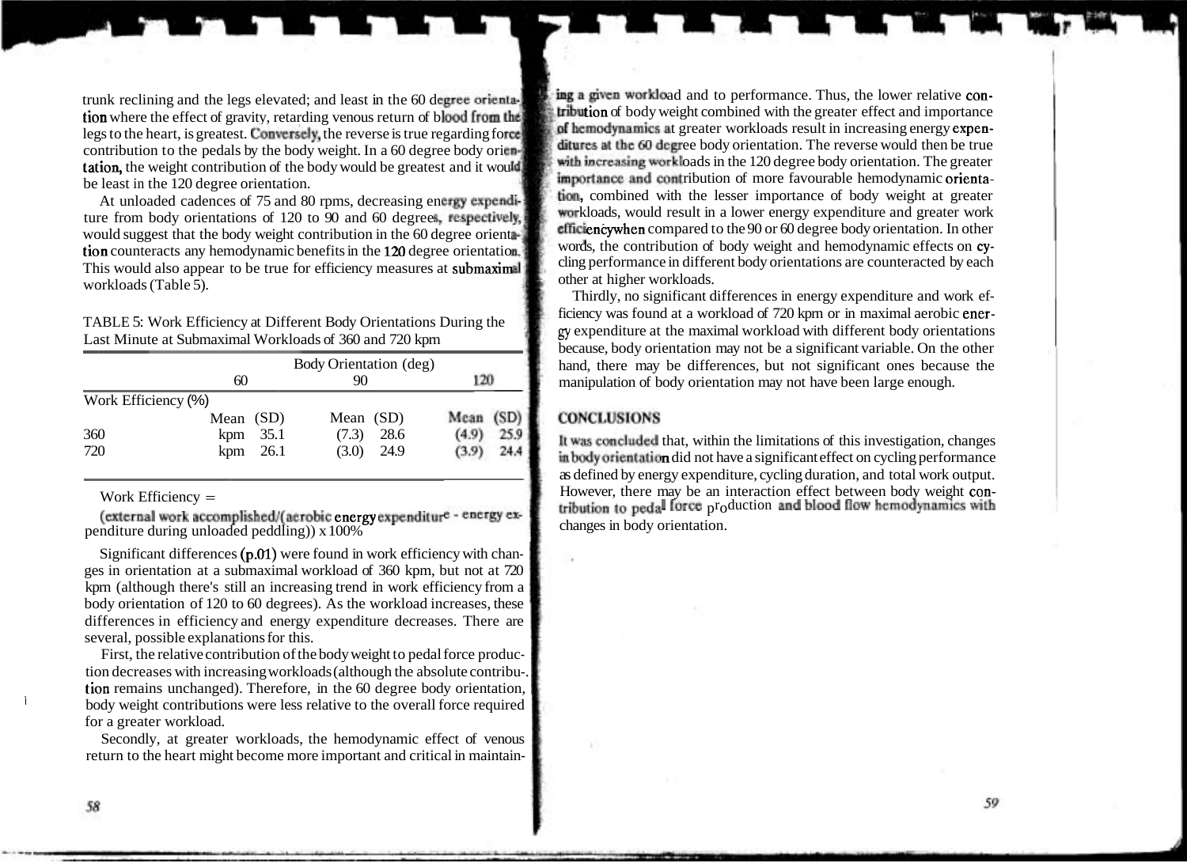trunk reclining and the legs elevated; and least in the 60 degree orientation where the effect of gravity, retarding venous return of blood from the legs to the heart, is greatest. Conversely, the reverse is true regarding force contribution to the pedals by the body weight. In a 60 degree body orientation, the weight contribution of the body would be greatest and it would be least in the 120 degree orientation.

At unloaded cadences of 75 and 80 rpms, decreasing energy expenditure from body orientations of 120 to 90 and 60 degrees, respectively, would suggest that the body weight contribution in the 60 degree orientation counteracts any hemodynamic benefits in the 120 degree orientation. This would also appear to be true for efficiency measures at submaximal workloads (Table 5).

TABLE 5: Work Efficiency at Different Body Orientations During the Last Minute at Submaximal Workloads of 360 and 720 kpm

| | Body Orientation (deg) | | | | | |
|---|---|---|---|---|---|---|
| | 60 | | 90 | | 120 | |
| Work Efficiency (%) | | | | | | |
| | Mean | (SD) | Mean | (SD) | Mean | (SD) |
| 360 kpm | 35.1 | (7.3) | 28.6 | (4.9) | 25.9 | |
| 720 kpm | 26.1 | (3.0) | 24.9 | (3.9) | 24.4 | |

Work Efficiency =

(external work accomplished/(aerobic energy expenditure - energy expenditure during unloaded peddling)) x 100%

Significant differences (p.01) were found in work efficiency with changes in orientation at a submaximal workload of 360 kpm, but not at 720 kpm (although there's still an increasing trend in work efficiency from a body orientation of 120 to 60 degrees). As the workload increases, these differences in efficiency and energy expenditure decreases. There are several, possible explanations for this.

First, the relative contribution of the body weight to pedal force production decreases with increasing workloads (although the absolute contribution remains unchanged). Therefore, in the 60 degree body orientation, body weight contributions were less relative to the overall force required for a greater workload.

Secondly, at greater workloads, the hemodynamic effect of venous return to the heart might become more important and critical in maintaining a given workload and to performance. Thus, the lower relative contribution of body weight combined with the greater effect and importance of hemodynamics at greater workloads result in increasing energy expenditures at the 60 degree body orientation. The reverse would then be true with increasing workloads in the 120 degree body orientation. The greater importance and contribution of more favourable hemodynamic orientation, combined with the lesser importance of body weight at greater workloads, would result in a lower energy expenditure and greater work efficiency when compared to the 90 or 60 degree body orientation. In other words, the contribution of body weight and hemodynamic effects on cycling performance in different body orientations are counteracted by each other at higher workloads.

Thirdly, no significant differences in energy expenditure and work efficiency was found at a workload of 720 kpm or in maximal aerobic energy expenditure at the maximal workload with different body orientations because, body orientation may not be a significant variable. On the other hand, there may be differences, but not significant ones because the manipulation of body orientation may not have been large enough.

## CONCLUSIONS

It was concluded that, within the limitations of this investigation, changes in body orientation did not have a significant effect on cycling performance as defined by energy expenditure, cycling duration, and total work output. However, there may be an interaction effect between body weight contribution to pedal force production and blood flow hemodynamics with changes in body orientation.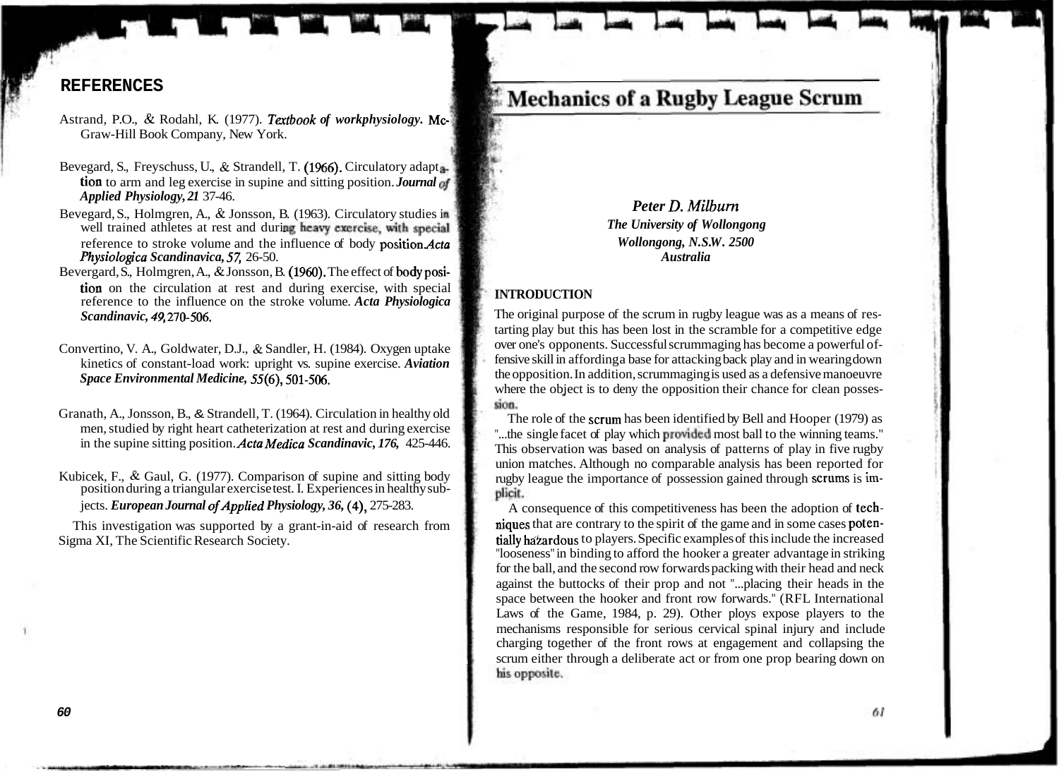## REFERENCES

Astrand, P.O., & Rodahl, K. (1977). *Textbook of workphysiology.* McGraw-Hill Book Company, New York.

Bevegard, S., Freyschuss, U., & Strandell, T. (1966). Circulatory adaptation to arm and leg exercise in supine and sitting position. ***Journal of Applied Physiology, 21*** 37-46.

Bevegard, S., Holmgren, A., & Jonsson, B. (1963). Circulatory studies in well trained athletes at rest and during heavy exercise, with special reference to stroke volume and the influence of body position. ***Acta Physiologica Scandinavica, 57,*** 26-50.

Bevergard, S., Holmgren, A., & Jonsson, B. (1960). The effect of body position on the circulation at rest and during exercise, with special reference to the influence on the stroke volume. ***Acta Physiologica Scandinavic, 49,*** 270-506.

Convertino, V. A., Goldwater, D.J., & Sandler, H. (1984). Oxygen uptake kinetics of constant-load work: upright vs. supine exercise. ***Aviation Space Environmental Medicine, 55*** (6), 501-506.

Granath, A., Jonsson, B., & Strandell, T. (1964). Circulation in healthy old men, studied by right heart catheterization at rest and during exercise in the supine sitting position. ***Acta Medica Scandinavic, 176,*** 425-446.

Kubicek, F., & Gaul, G. (1977). Comparison of supine and sitting body position during a triangular exercise test. I. Experiences in healthy subjects. ***European Journal of Applied Physiology, 36,*** (4), 275-283.

This investigation was supported by a grant-in-aid of research from Sigma XI, The Scientific Research Society.

# Mechanics of a Rugby League Scrum

***Peter D. Milburn***
***The University of Wollongong***
***Wollongong, N.S.W. 2500***
***Australia***

## INTRODUCTION

The original purpose of the scrum in rugby league was as a means of restarting play but this has been lost in the scramble for a competitive edge over one's opponents. Successful scrummaging has become a powerful offensive skill in affording a base for attacking back play and in wearing down the opposition. In addition, scrummaging is used as a defensive manoeuvre where the object is to deny the opposition their chance for clean possession.

The role of the scrum has been identified by Bell and Hooper (1979) as "...the single facet of play which provided most ball to the winning teams." This observation was based on analysis of patterns of play in five rugby union matches. Although no comparable analysis has been reported for rugby league the importance of possession gained through scrums is implicit.

A consequence of this competitiveness has been the adoption of techniques that are contrary to the spirit of the game and in some cases potentially hazardous to players. Specific examples of this include the increased "looseness" in binding to afford the hooker a greater advantage in striking for the ball, and the second row forwards packing with their head and neck against the buttocks of their prop and not "...placing their heads in the space between the hooker and front row forwards." (RFL International Laws of the Game, 1984, p. 29). Other ploys expose players to the mechanisms responsible for serious cervical spinal injury and include charging together of the front rows at engagement and collapsing the scrum either through a deliberate act or from one prop bearing down on his opposite.